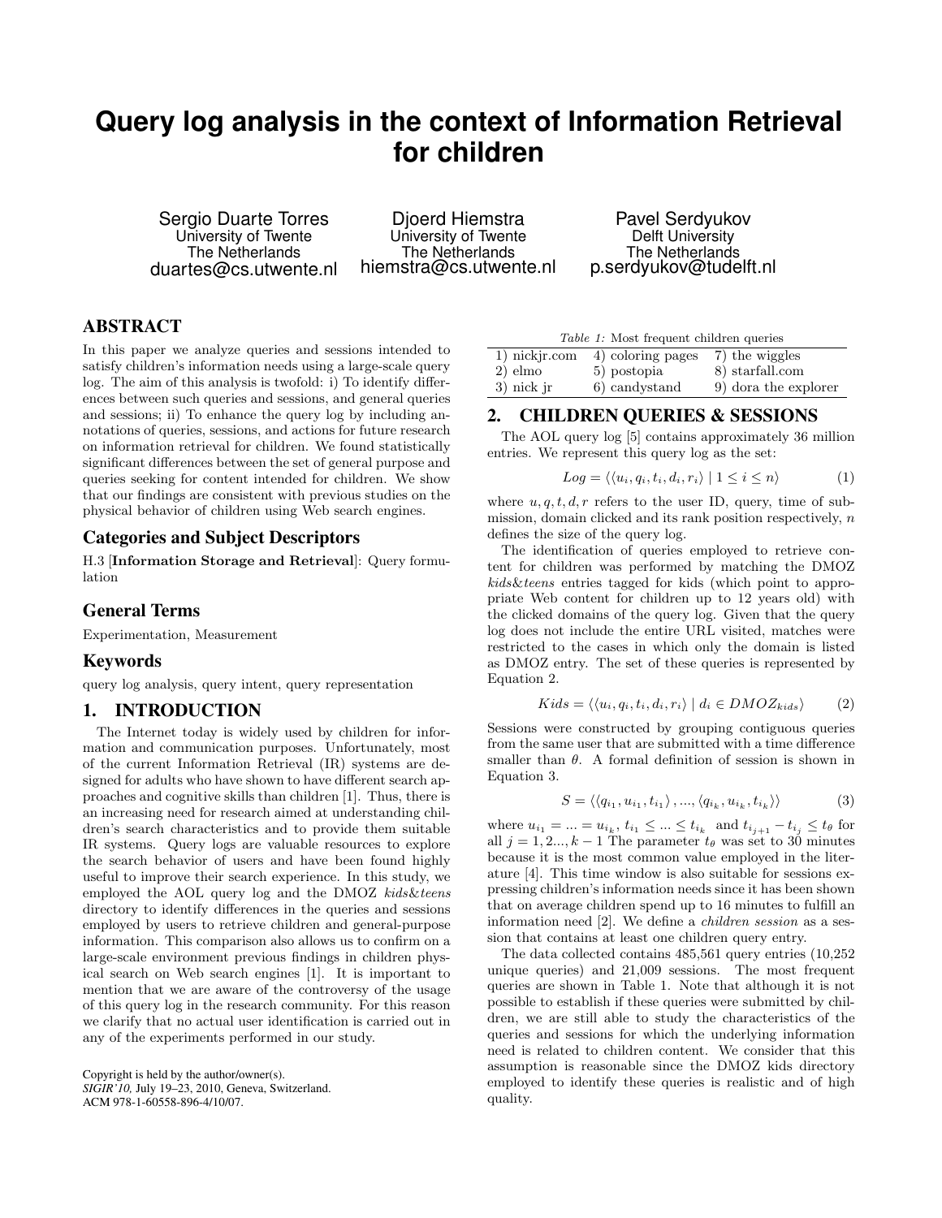# Query log analysis in the context of Information Retrieval for children

Sergio Duarte Torres
University of Twente
The Netherlands
duartes@cs.utwente.nl

Djoerd Hiemstra
University of Twente
The Netherlands
hiemstra@cs.utwente.nl

Pavel Serdyukov
Delft University
The Netherlands
p.serdyukov@tudelft.nl

## ABSTRACT

In this paper we analyze queries and sessions intended to satisfy children's information needs using a large-scale query log. The aim of this analysis is twofold: i) To identify differences between such queries and sessions, and general queries and sessions; ii) To enhance the query log by including annotations of queries, sessions, and actions for future research on information retrieval for children. We found statistically significant differences between the set of general purpose and queries seeking for content intended for children. We show that our findings are consistent with previous studies on the physical behavior of children using Web search engines.

### Categories and Subject Descriptors

H.3 [**Information Storage and Retrieval**]: Query formulation

### General Terms

Experimentation, Measurement

### Keywords

query log analysis, query intent, query representation

## 1. INTRODUCTION

The Internet today is widely used by children for information and communication purposes. Unfortunately, most of the current Information Retrieval (IR) systems are designed for adults who have shown to have different search approaches and cognitive skills than children [1]. Thus, there is an increasing need for research aimed at understanding children's search characteristics and to provide them suitable IR systems. Query logs are valuable resources to explore the search behavior of users and have been found highly useful to improve their search experience. In this study, we employed the AOL query log and the DMOZ *kids&teens* directory to identify differences in the queries and sessions employed by users to retrieve children and general-purpose information. This comparison also allows us to confirm on a large-scale environment previous findings in children physical search on Web search engines [1]. It is important to mention that we are aware of the controversy of the usage of this query log in the research community. For this reason we clarify that no actual user identification is carried out in any of the experiments performed in our study.

Copyright is held by the author/owner(s).
*SIGIR'10,* July 19–23, 2010, Geneva, Switzerland.
ACM 978-1-60558-896-4/10/07.

*Table 1:* Most frequent children queries

| | | |
|---|---|---|
| 1) nickjr.com | 4) coloring pages | 7) the wiggles |
| 2) elmo | 5) postopia | 8) starfall.com |
| 3) nick jr | 6) candystand | 9) dora the explorer |

## 2. CHILDREN QUERIES & SESSIONS

The AOL query log [5] contains approximately 36 million entries. We represent this query log as the set:

$$Log = \langle \langle u_i, q_i, t_i, d_i, r_i \rangle \mid 1 \leq i \leq n \rangle \qquad (1)$$

where $u, q, t, d, r$ refers to the user ID, query, time of submission, domain clicked and its rank position respectively, $n$ defines the size of the query log.

The identification of queries employed to retrieve content for children was performed by matching the DMOZ *kids&teens* entries tagged for kids (which point to appropriate Web content for children up to 12 years old) with the clicked domains of the query log. Given that the query log does not include the entire URL visited, matches were restricted to the cases in which only the domain is listed as DMOZ entry. The set of these queries is represented by Equation 2.

$$Kids = \langle \langle u_i, q_i, t_i, d_i, r_i \rangle \mid d_i \in DMOZ_{kids} \rangle \qquad (2)$$

Sessions were constructed by grouping contiguous queries from the same user that are submitted with a time difference smaller than $\theta$. A formal definition of session is shown in Equation 3.

$$S = \langle \langle q_{i_1}, u_{i_1}, t_{i_1} \rangle, ..., \langle q_{i_k}, u_{i_k}, t_{i_k} \rangle \rangle \qquad (3)$$

where $u_{i_1} = ... = u_{i_k}$, $t_{i_1} \leq ... \leq t_{i_k}$ and $t_{i_{j+1}} - t_{i_j} \leq t_\theta$ for all $j = 1, 2..., k-1$ The parameter $t_\theta$ was set to 30 minutes because it is the most common value employed in the literature [4]. This time window is also suitable for sessions expressing children's information needs since it has been shown that on average children spend up to 16 minutes to fulfill an information need [2]. We define a *children session* as a session that contains at least one children query entry.

The data collected contains 485,561 query entries (10,252 unique queries) and 21,009 sessions. The most frequent queries are shown in Table 1. Note that although it is not possible to establish if these queries were submitted by children, we are still able to study the characteristics of the queries and sessions for which the underlying information need is related to children content. We consider that this assumption is reasonable since the DMOZ kids directory employed to identify these queries is realistic and of high quality.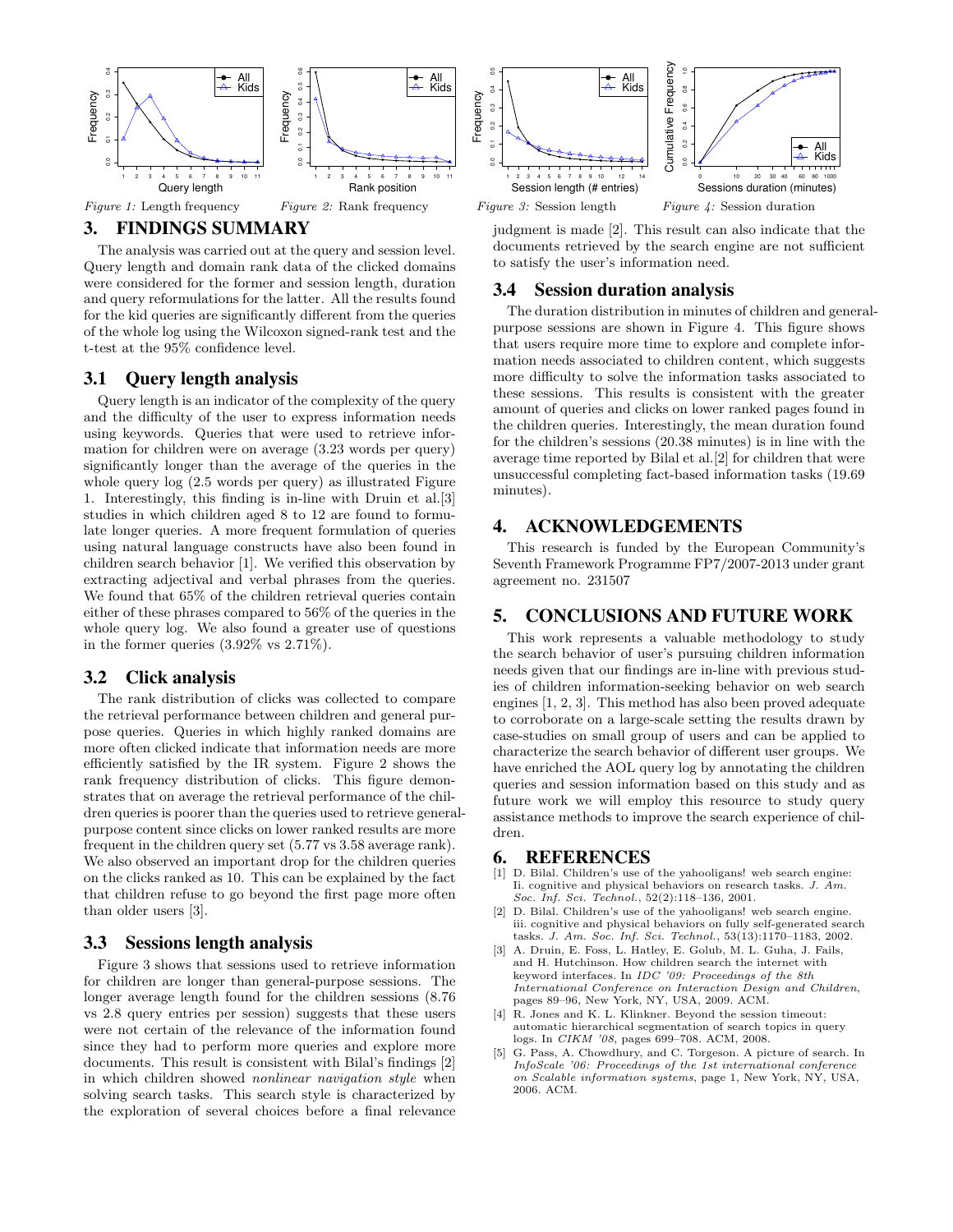Query length

Frequency

All
Kids

*Figure 1:* Length frequency

Rank position

Frequency

All
Kids

*Figure 2:* Rank frequency

Session length (# entries)

Frequency

All
Kids

*Figure 3:* Session length

Sessions duration (minutes)

Cumulative Frequency

All
Kids

*Figure 4:* Session duration

## 3. FINDINGS SUMMARY

The analysis was carried out at the query and session level. Query length and domain rank data of the clicked domains were considered for the former and session length, duration and query reformulations for the latter. All the results found for the kid queries are significantly different from the queries of the whole log using the Wilcoxon signed-rank test and the t-test at the 95% confidence level.

### 3.1 Query length analysis

Query length is an indicator of the complexity of the query and the difficulty of the user to express information needs using keywords. Queries that were used to retrieve information for children were on average (3.23 words per query) significantly longer than the average of the queries in the whole query log (2.5 words per query) as illustrated Figure 1. Interestingly, this finding is in-line with Druin et al.[3] studies in which children aged 8 to 12 are found to formulate longer queries. A more frequent formulation of queries using natural language constructs have also been found in children search behavior [1]. We verified this observation by extracting adjectival and verbal phrases from the queries. We found that 65% of the children retrieval queries contain either of these phrases compared to 56% of the queries in the whole query log. We also found a greater use of questions in the former queries (3.92% vs 2.71%).

### 3.2 Click analysis

The rank distribution of clicks was collected to compare the retrieval performance between children and general purpose queries. Queries in which highly ranked domains are more often clicked indicate that information needs are more efficiently satisfied by the IR system. Figure 2 shows the rank frequency distribution of clicks. This figure demonstrates that on average the retrieval performance of the children queries is poorer than the queries used to retrieve general-purpose content since clicks on lower ranked results are more frequent in the children query set (5.77 vs 3.58 average rank). We also observed an important drop for the children queries on the clicks ranked as 10. This can be explained by the fact that children refuse to go beyond the first page more often than older users [3].

### 3.3 Sessions length analysis

Figure 3 shows that sessions used to retrieve information for children are longer than general-purpose sessions. The longer average length found for the children sessions (8.76 vs 2.8 query entries per session) suggests that these users were not certain of the relevance of the information found since they had to perform more queries and explore more documents. This result is consistent with Bilal's findings [2] in which children showed *nonlinear navigation style* when solving search tasks. This search style is characterized by the exploration of several choices before a final relevance judgment is made [2]. This result can also indicate that the documents retrieved by the search engine are not sufficient to satisfy the user's information need.

### 3.4 Session duration analysis

The duration distribution in minutes of children and general-purpose sessions are shown in Figure 4. This figure shows that users require more time to explore and complete information needs associated to children content, which suggests more difficulty to solve the information tasks associated to these sessions. This results is consistent with the greater amount of queries and clicks on lower ranked pages found in the children queries. Interestingly, the mean duration found for the children's sessions (20.38 minutes) is in line with the average time reported by Bilal et al.[2] for children that were unsuccessful completing fact-based information tasks (19.69 minutes).

## 4. ACKNOWLEDGEMENTS

This research is funded by the European Community's Seventh Framework Programme FP7/2007-2013 under grant agreement no. 231507

## 5. CONCLUSIONS AND FUTURE WORK

This work represents a valuable methodology to study the search behavior of user's pursuing children information needs given that our findings are in-line with previous studies of children information-seeking behavior on web search engines [1, 2, 3]. This method has also been proved adequate to corroborate on a large-scale setting the results drawn by case-studies on small group of users and can be applied to characterize the search behavior of different user groups. We have enriched the AOL query log by annotating the children queries and session information based on this study and as future work we will employ this resource to study query assistance methods to improve the search experience of children.

## 6. REFERENCES

[1] D. Bilal. Children's use of the yahooligans! web search engine: Ii. cognitive and physical behaviors on research tasks. *J. Am. Soc. Inf. Sci. Technol.*, 52(2):118–136, 2001.

[2] D. Bilal. Children's use of the yahooligans! web search engine. iii. cognitive and physical behaviors on fully self-generated search tasks. *J. Am. Soc. Inf. Sci. Technol.*, 53(13):1170–1183, 2002.

[3] A. Druin, E. Foss, L. Hatley, E. Golub, M. L. Guha, J. Fails, and H. Hutchinson. How children search the internet with keyword interfaces. In *IDC '09: Proceedings of the 8th International Conference on Interaction Design and Children*, pages 89–96, New York, NY, USA, 2009. ACM.

[4] R. Jones and K. L. Klinkner. Beyond the session timeout: automatic hierarchical segmentation of search topics in query logs. In *CIKM '08*, pages 699–708. ACM, 2008.

[5] G. Pass, A. Chowdhury, and C. Torgeson. A picture of search. In *InfoScale '06: Proceedings of the 1st international conference on Scalable information systems*, page 1, New York, NY, USA, 2006. ACM.